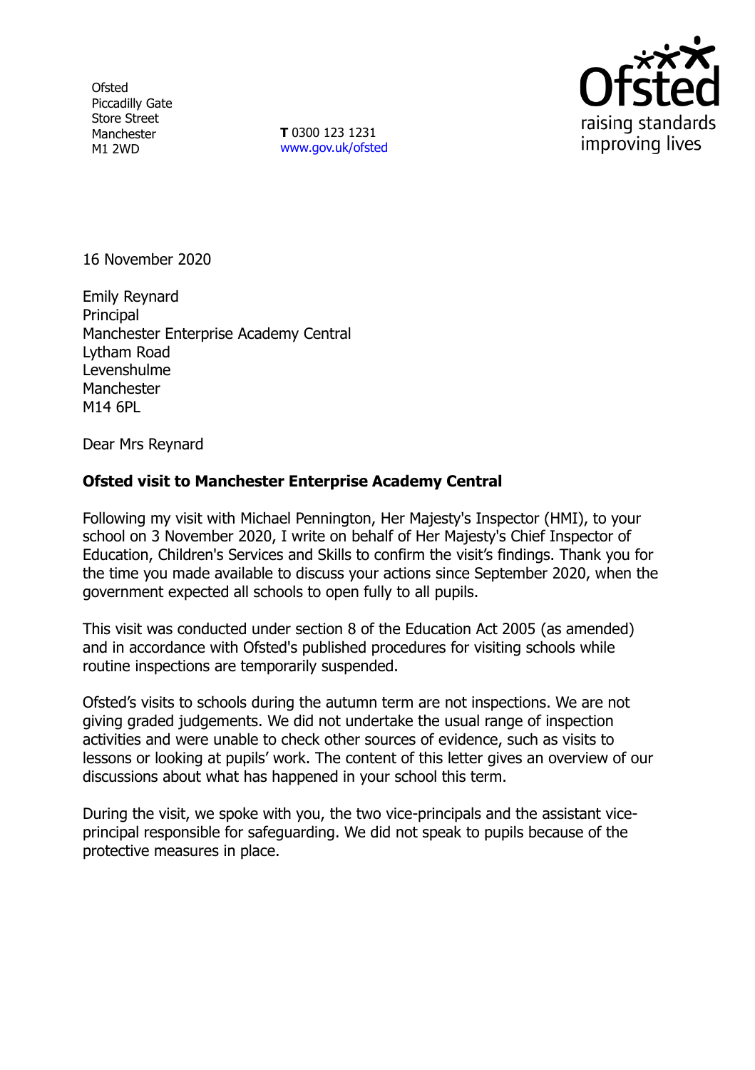Ofsted
Piccadilly Gate
Store Street
Manchester
M1 2WD

**T** 0300 123 1231
www.gov.uk/ofsted

16 November 2020

Emily Reynard
Principal
Manchester Enterprise Academy Central
Lytham Road
Levenshulme
Manchester
M14 6PL

Dear Mrs Reynard

**Ofsted visit to Manchester Enterprise Academy Central**

Following my visit with Michael Pennington, Her Majesty's Inspector (HMI), to your school on 3 November 2020, I write on behalf of Her Majesty's Chief Inspector of Education, Children's Services and Skills to confirm the visit's findings. Thank you for the time you made available to discuss your actions since September 2020, when the government expected all schools to open fully to all pupils.

This visit was conducted under section 8 of the Education Act 2005 (as amended) and in accordance with Ofsted's published procedures for visiting schools while routine inspections are temporarily suspended.

Ofsted's visits to schools during the autumn term are not inspections. We are not giving graded judgements. We did not undertake the usual range of inspection activities and were unable to check other sources of evidence, such as visits to lessons or looking at pupils' work. The content of this letter gives an overview of our discussions about what has happened in your school this term.

During the visit, we spoke with you, the two vice-principals and the assistant vice-principal responsible for safeguarding. We did not speak to pupils because of the protective measures in place.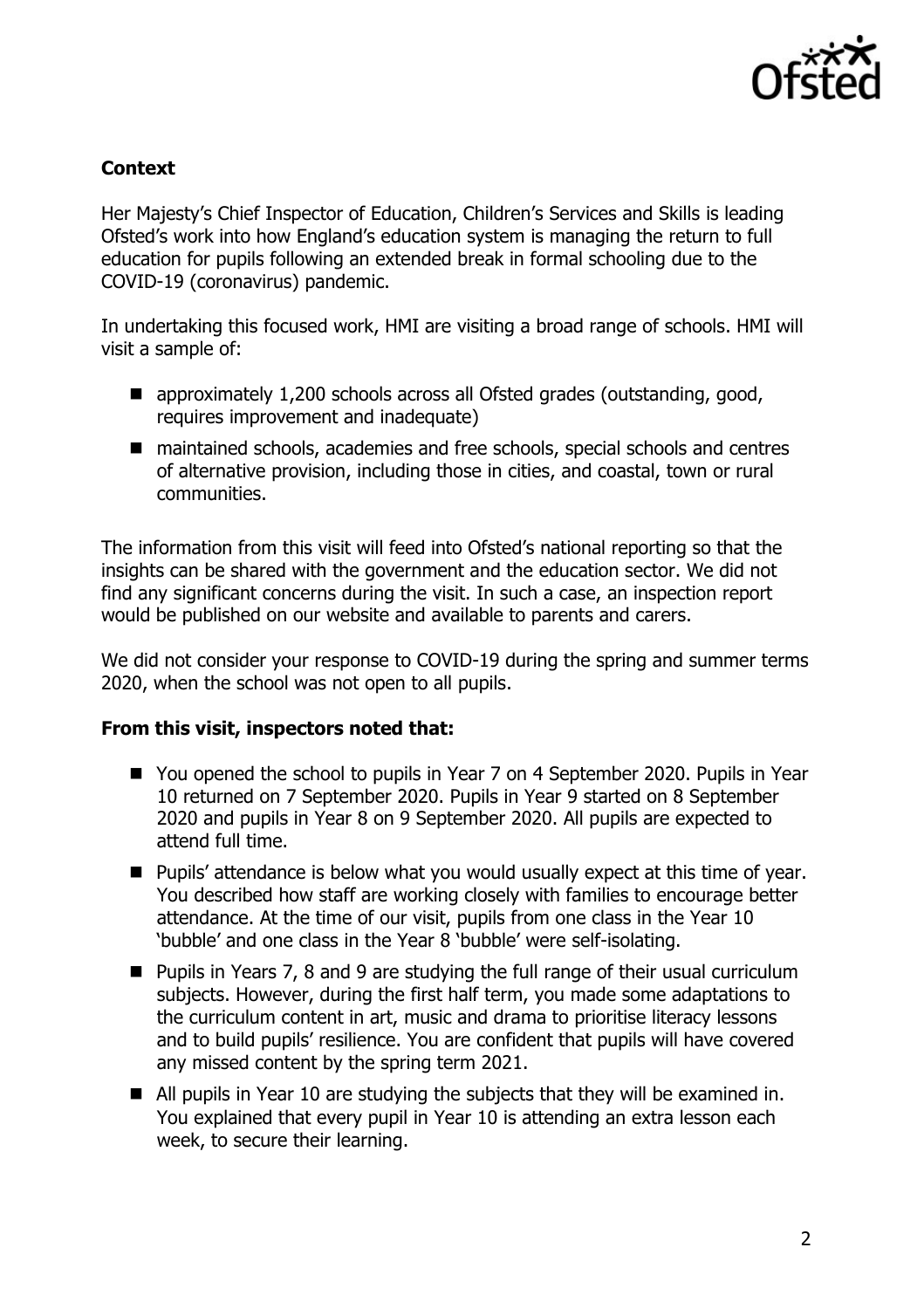### Context

Her Majesty's Chief Inspector of Education, Children's Services and Skills is leading Ofsted's work into how England's education system is managing the return to full education for pupils following an extended break in formal schooling due to the COVID-19 (coronavirus) pandemic.

In undertaking this focused work, HMI are visiting a broad range of schools. HMI will visit a sample of:

- approximately 1,200 schools across all Ofsted grades (outstanding, good, requires improvement and inadequate)
- maintained schools, academies and free schools, special schools and centres of alternative provision, including those in cities, and coastal, town or rural communities.

The information from this visit will feed into Ofsted's national reporting so that the insights can be shared with the government and the education sector. We did not find any significant concerns during the visit. In such a case, an inspection report would be published on our website and available to parents and carers.

We did not consider your response to COVID-19 during the spring and summer terms 2020, when the school was not open to all pupils.

### From this visit, inspectors noted that:

- You opened the school to pupils in Year 7 on 4 September 2020. Pupils in Year 10 returned on 7 September 2020. Pupils in Year 9 started on 8 September 2020 and pupils in Year 8 on 9 September 2020. All pupils are expected to attend full time.
- Pupils' attendance is below what you would usually expect at this time of year. You described how staff are working closely with families to encourage better attendance. At the time of our visit, pupils from one class in the Year 10 'bubble' and one class in the Year 8 'bubble' were self-isolating.
- Pupils in Years 7, 8 and 9 are studying the full range of their usual curriculum subjects. However, during the first half term, you made some adaptations to the curriculum content in art, music and drama to prioritise literacy lessons and to build pupils' resilience. You are confident that pupils will have covered any missed content by the spring term 2021.
- All pupils in Year 10 are studying the subjects that they will be examined in. You explained that every pupil in Year 10 is attending an extra lesson each week, to secure their learning.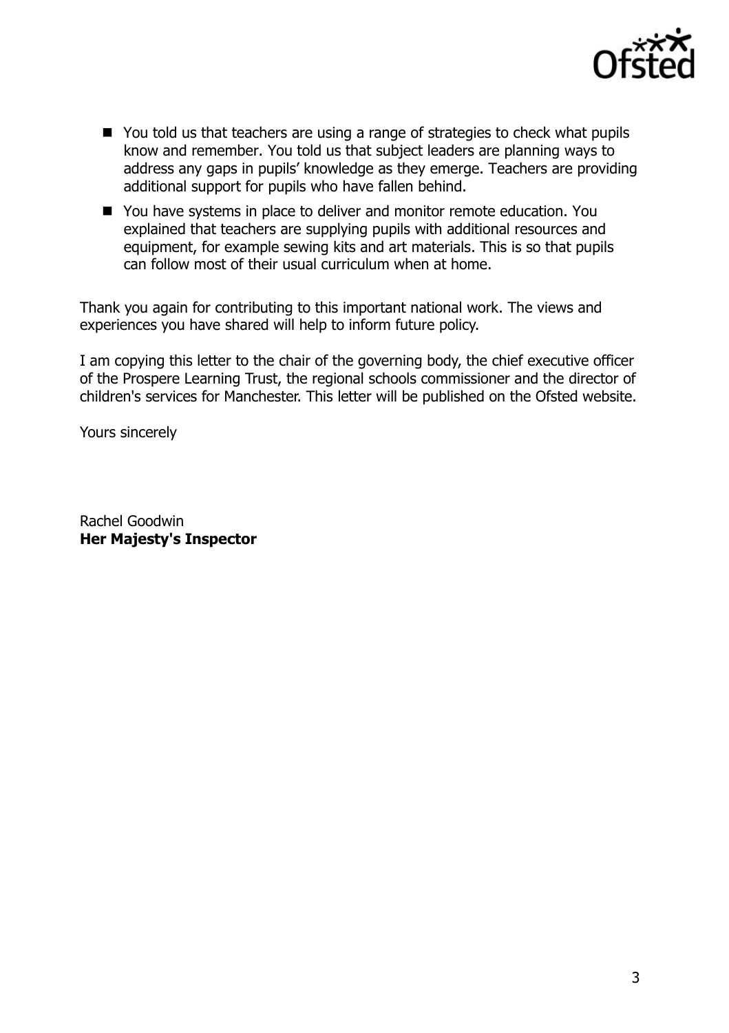- You told us that teachers are using a range of strategies to check what pupils know and remember. You told us that subject leaders are planning ways to address any gaps in pupils' knowledge as they emerge. Teachers are providing additional support for pupils who have fallen behind.
- You have systems in place to deliver and monitor remote education. You explained that teachers are supplying pupils with additional resources and equipment, for example sewing kits and art materials. This is so that pupils can follow most of their usual curriculum when at home.

Thank you again for contributing to this important national work. The views and experiences you have shared will help to inform future policy.

I am copying this letter to the chair of the governing body, the chief executive officer of the Prospere Learning Trust, the regional schools commissioner and the director of children's services for Manchester. This letter will be published on the Ofsted website.

Yours sincerely

Rachel Goodwin
**Her Majesty's Inspector**